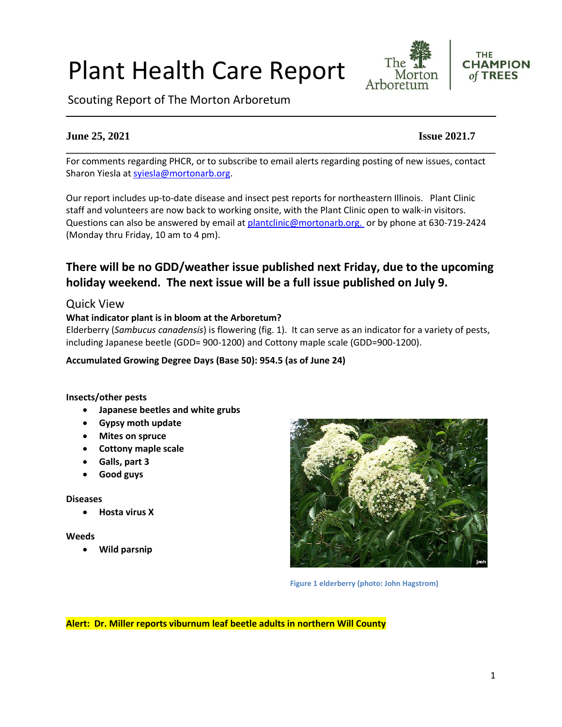# Plant Health Care Report

Scouting Report of The Morton Arboretum

**June 25, 2021** **Issue 2021.7**

For comments regarding PHCR, or to subscribe to email alerts regarding posting of new issues, contact Sharon Yiesla at syiesla@mortonarb.org.

Our report includes up-to-date disease and insect pest reports for northeastern Illinois. Plant Clinic staff and volunteers are now back to working onsite, with the Plant Clinic open to walk-in visitors. Questions can also be answered by email at plantclinic@mortonarb.org. or by phone at 630-719-2424 (Monday thru Friday, 10 am to 4 pm).

## There will be no GDD/weather issue published next Friday, due to the upcoming holiday weekend. The next issue will be a full issue published on July 9.

## Quick View

**What indicator plant is in bloom at the Arboretum?**

Elderberry (*Sambucus canadensis*) is flowering (fig. 1). It can serve as an indicator for a variety of pests, including Japanese beetle (GDD= 900-1200) and Cottony maple scale (GDD=900-1200).

**Accumulated Growing Degree Days (Base 50): 954.5 (as of June 24)**

**Insects/other pests**

- **Japanese beetles and white grubs**
- **Gypsy moth update**
- **Mites on spruce**
- **Cottony maple scale**
- **Galls, part 3**
- **Good guys**

**Diseases**

- **Hosta virus X**

**Weeds**

- **Wild parsnip**

Figure 1 elderberry (photo: John Hagstrom)

**Alert: Dr. Miller reports viburnum leaf beetle adults in northern Will County**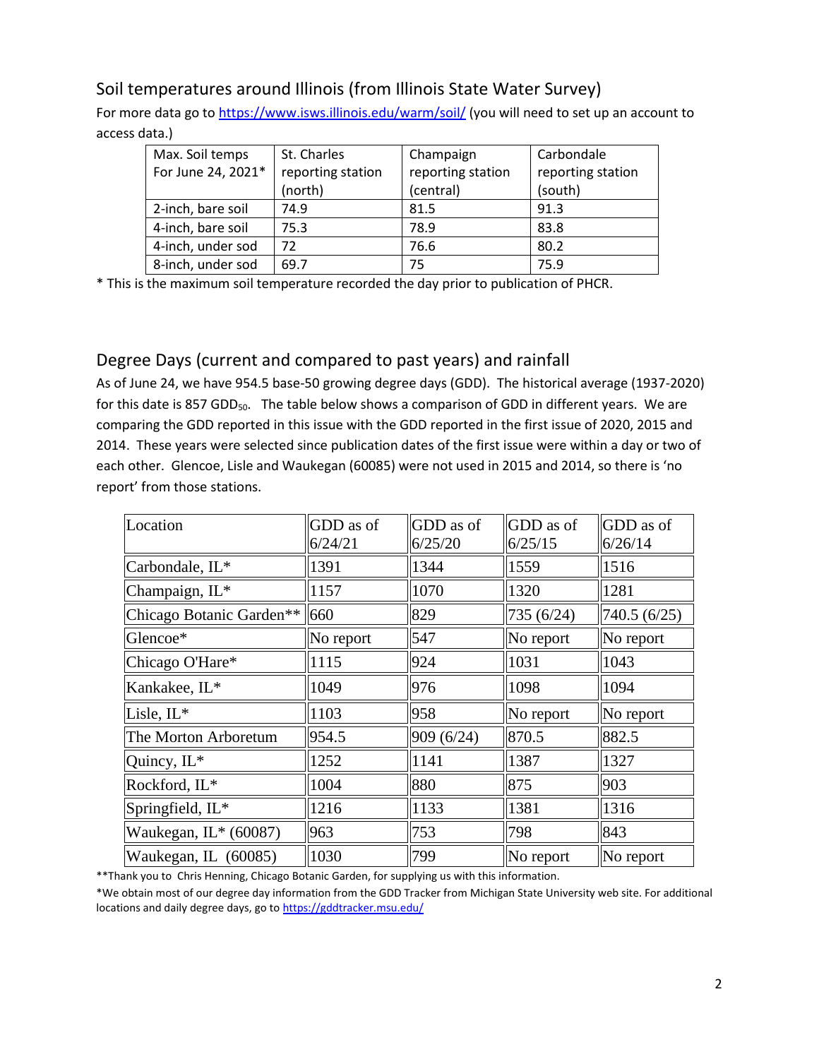## Soil temperatures around Illinois (from Illinois State Water Survey)

For more data go to https://www.isws.illinois.edu/warm/soil/ (you will need to set up an account to access data.)

| Max. Soil temps For June 24, 2021* | St. Charles reporting station (north) | Champaign reporting station (central) | Carbondale reporting station (south) |
|---|---|---|---|
| 2-inch, bare soil | 74.9 | 81.5 | 91.3 |
| 4-inch, bare soil | 75.3 | 78.9 | 83.8 |
| 4-inch, under sod | 72 | 76.6 | 80.2 |
| 8-inch, under sod | 69.7 | 75 | 75.9 |

* This is the maximum soil temperature recorded the day prior to publication of PHCR.

## Degree Days (current and compared to past years) and rainfall

As of June 24, we have 954.5 base-50 growing degree days (GDD). The historical average (1937-2020) for this date is 857 $GDD_{50}$. The table below shows a comparison of GDD in different years. We are comparing the GDD reported in this issue with the GDD reported in the first issue of 2020, 2015 and 2014. These years were selected since publication dates of the first issue were within a day or two of each other. Glencoe, Lisle and Waukegan (60085) were not used in 2015 and 2014, so there is 'no report' from those stations.

| Location | GDD as of 6/24/21 | GDD as of 6/25/20 | GDD as of 6/25/15 | GDD as of 6/26/14 |
|---|---|---|---|---|
| Carbondale, IL* | 1391 | 1344 | 1559 | 1516 |
| Champaign, IL* | 1157 | 1070 | 1320 | 1281 |
| Chicago Botanic Garden** | 660 | 829 | 735 (6/24) | 740.5 (6/25) |
| Glencoe* | No report | 547 | No report | No report |
| Chicago O'Hare* | 1115 | 924 | 1031 | 1043 |
| Kankakee, IL* | 1049 | 976 | 1098 | 1094 |
| Lisle, IL* | 1103 | 958 | No report | No report |
| The Morton Arboretum | 954.5 | 909 (6/24) | 870.5 | 882.5 |
| Quincy, IL* | 1252 | 1141 | 1387 | 1327 |
| Rockford, IL* | 1004 | 880 | 875 | 903 |
| Springfield, IL* | 1216 | 1133 | 1381 | 1316 |
| Waukegan, IL* (60087) | 963 | 753 | 798 | 843 |
| Waukegan, IL (60085) | 1030 | 799 | No report | No report |

**Thank you to Chris Henning, Chicago Botanic Garden, for supplying us with this information.

*We obtain most of our degree day information from the GDD Tracker from Michigan State University web site. For additional locations and daily degree days, go to https://gddtracker.msu.edu/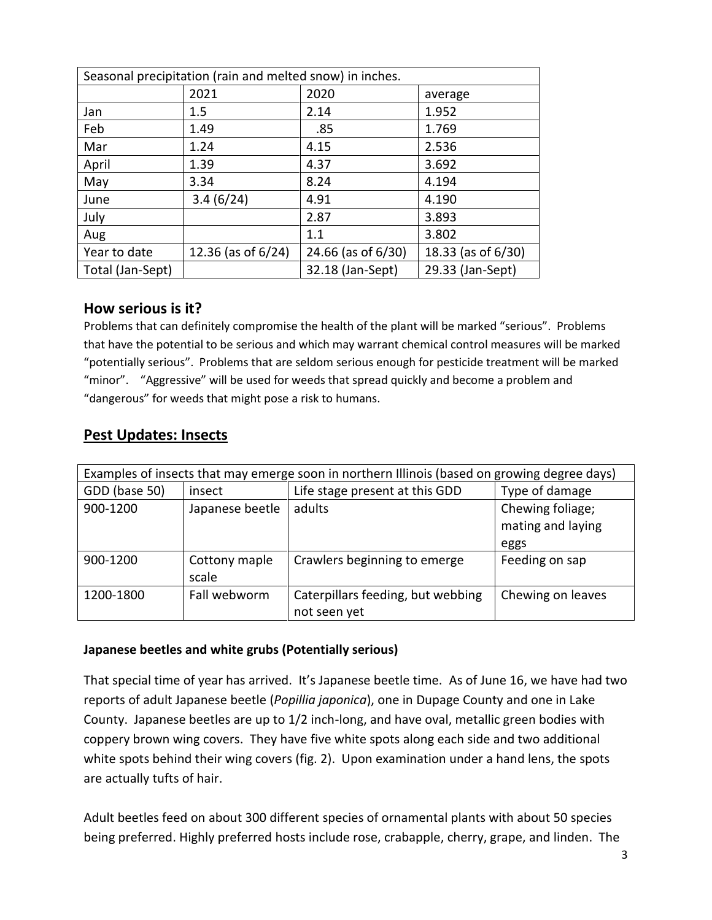| Seasonal precipitation (rain and melted snow) in inches. | | | |
|---|---|---|---|
| | 2021 | 2020 | average |
| Jan | 1.5 | 2.14 | 1.952 |
| Feb | 1.49 | .85 | 1.769 |
| Mar | 1.24 | 4.15 | 2.536 |
| April | 1.39 | 4.37 | 3.692 |
| May | 3.34 | 8.24 | 4.194 |
| June | 3.4 (6/24) | 4.91 | 4.190 |
| July | | 2.87 | 3.893 |
| Aug | | 1.1 | 3.802 |
| Year to date | 12.36 (as of 6/24) | 24.66 (as of 6/30) | 18.33 (as of 6/30) |
| Total (Jan-Sept) | | 32.18 (Jan-Sept) | 29.33 (Jan-Sept) |

## How serious is it?

Problems that can definitely compromise the health of the plant will be marked "serious". Problems that have the potential to be serious and which may warrant chemical control measures will be marked "potentially serious". Problems that are seldom serious enough for pesticide treatment will be marked "minor". "Aggressive" will be used for weeds that spread quickly and become a problem and "dangerous" for weeds that might pose a risk to humans.

## Pest Updates: Insects

| Examples of insects that may emerge soon in northern Illinois (based on growing degree days) | | | |
|---|---|---|---|
| GDD (base 50) | insect | Life stage present at this GDD | Type of damage |
| 900-1200 | Japanese beetle | adults | Chewing foliage; mating and laying eggs |
| 900-1200 | Cottony maple scale | Crawlers beginning to emerge | Feeding on sap |
| 1200-1800 | Fall webworm | Caterpillars feeding, but webbing not seen yet | Chewing on leaves |

**Japanese beetles and white grubs (Potentially serious)**

That special time of year has arrived. It's Japanese beetle time. As of June 16, we have had two reports of adult Japanese beetle (*Popillia japonica*), one in Dupage County and one in Lake County. Japanese beetles are up to 1/2 inch-long, and have oval, metallic green bodies with coppery brown wing covers. They have five white spots along each side and two additional white spots behind their wing covers (fig. 2). Upon examination under a hand lens, the spots are actually tufts of hair.

Adult beetles feed on about 300 different species of ornamental plants with about 50 species being preferred. Highly preferred hosts include rose, crabapple, cherry, grape, and linden. The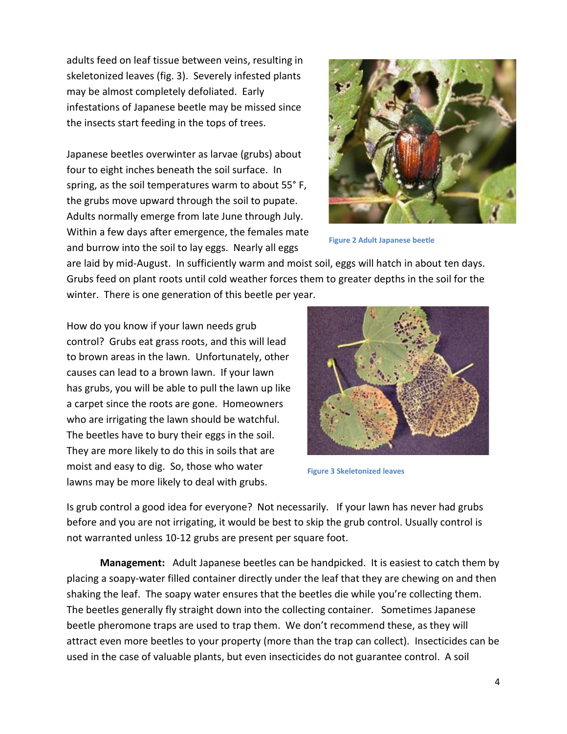adults feed on leaf tissue between veins, resulting in skeletonized leaves (fig. 3). Severely infested plants may be almost completely defoliated. Early infestations of Japanese beetle may be missed since the insects start feeding in the tops of trees.

Japanese beetles overwinter as larvae (grubs) about four to eight inches beneath the soil surface. In spring, as the soil temperatures warm to about 55° F, the grubs move upward through the soil to pupate. Adults normally emerge from late June through July. Within a few days after emergence, the females mate and burrow into the soil to lay eggs. Nearly all eggs are laid by mid-August. In sufficiently warm and moist soil, eggs will hatch in about ten days. Grubs feed on plant roots until cold weather forces them to greater depths in the soil for the winter. There is one generation of this beetle per year.

Figure 2 Adult Japanese beetle

How do you know if your lawn needs grub control? Grubs eat grass roots, and this will lead to brown areas in the lawn. Unfortunately, other causes can lead to a brown lawn. If your lawn has grubs, you will be able to pull the lawn up like a carpet since the roots are gone. Homeowners who are irrigating the lawn should be watchful. The beetles have to bury their eggs in the soil. They are more likely to do this in soils that are moist and easy to dig. So, those who water lawns may be more likely to deal with grubs.

Figure 3 Skeletonized leaves

Is grub control a good idea for everyone? Not necessarily. If your lawn has never had grubs before and you are not irrigating, it would be best to skip the grub control. Usually control is not warranted unless 10-12 grubs are present per square foot.

**Management:** Adult Japanese beetles can be handpicked. It is easiest to catch them by placing a soapy-water filled container directly under the leaf that they are chewing on and then shaking the leaf. The soapy water ensures that the beetles die while you're collecting them. The beetles generally fly straight down into the collecting container. Sometimes Japanese beetle pheromone traps are used to trap them. We don't recommend these, as they will attract even more beetles to your property (more than the trap can collect). Insecticides can be used in the case of valuable plants, but even insecticides do not guarantee control. A soil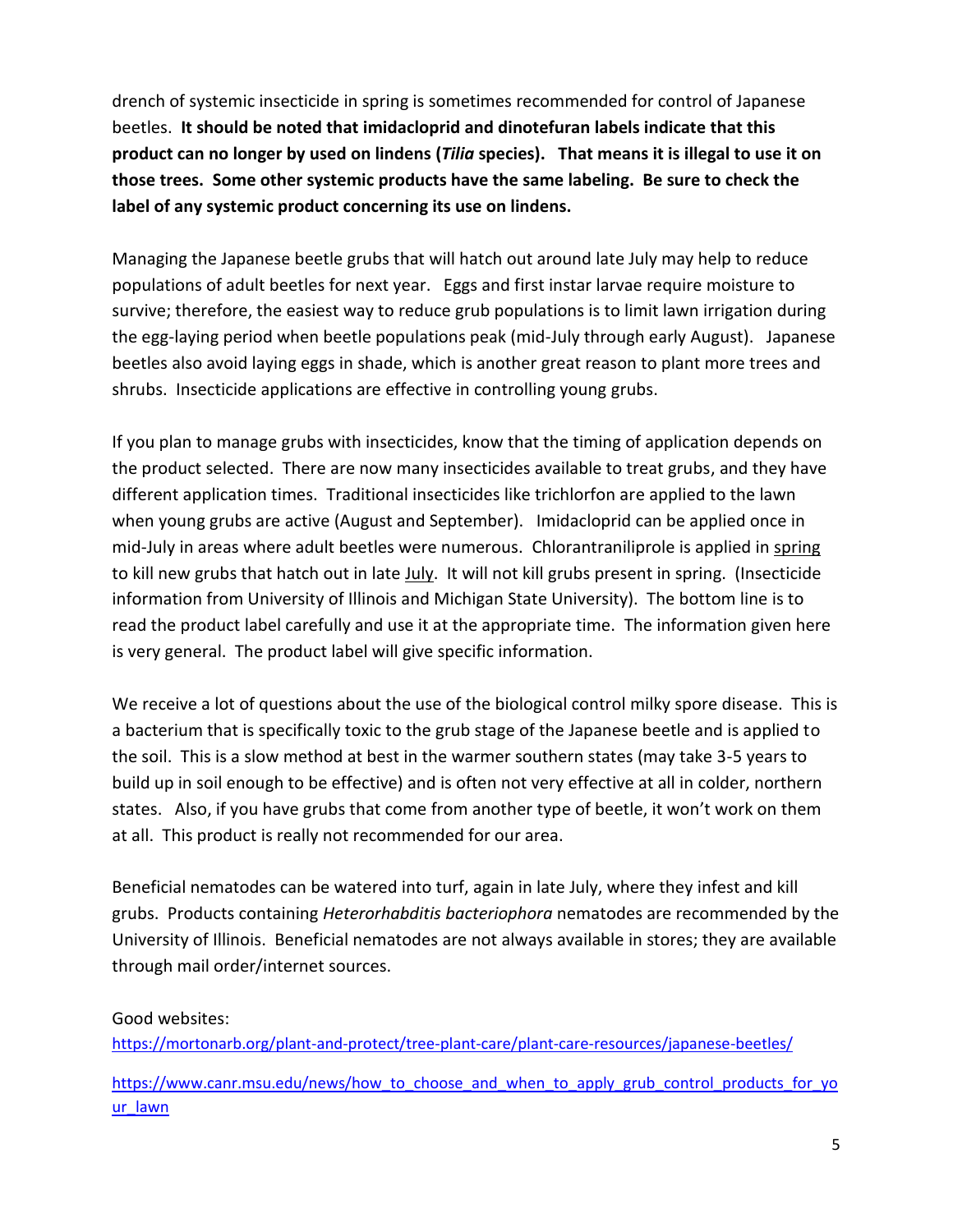drench of systemic insecticide in spring is sometimes recommended for control of Japanese beetles. **It should be noted that imidacloprid and dinotefuran labels indicate that this product can no longer by used on lindens (*Tilia* species). That means it is illegal to use it on those trees. Some other systemic products have the same labeling. Be sure to check the label of any systemic product concerning its use on lindens.**

Managing the Japanese beetle grubs that will hatch out around late July may help to reduce populations of adult beetles for next year. Eggs and first instar larvae require moisture to survive; therefore, the easiest way to reduce grub populations is to limit lawn irrigation during the egg-laying period when beetle populations peak (mid-July through early August). Japanese beetles also avoid laying eggs in shade, which is another great reason to plant more trees and shrubs. Insecticide applications are effective in controlling young grubs.

If you plan to manage grubs with insecticides, know that the timing of application depends on the product selected. There are now many insecticides available to treat grubs, and they have different application times. Traditional insecticides like trichlorfon are applied to the lawn when young grubs are active (August and September). Imidacloprid can be applied once in mid-July in areas where adult beetles were numerous. Chlorantraniliprole is applied in spring to kill new grubs that hatch out in late July. It will not kill grubs present in spring. (Insecticide information from University of Illinois and Michigan State University). The bottom line is to read the product label carefully and use it at the appropriate time. The information given here is very general. The product label will give specific information.

We receive a lot of questions about the use of the biological control milky spore disease. This is a bacterium that is specifically toxic to the grub stage of the Japanese beetle and is applied to the soil. This is a slow method at best in the warmer southern states (may take 3-5 years to build up in soil enough to be effective) and is often not very effective at all in colder, northern states. Also, if you have grubs that come from another type of beetle, it won't work on them at all. This product is really not recommended for our area.

Beneficial nematodes can be watered into turf, again in late July, where they infest and kill grubs. Products containing *Heterorhabditis bacteriophora* nematodes are recommended by the University of Illinois. Beneficial nematodes are not always available in stores; they are available through mail order/internet sources.

Good websites:
https://mortonarb.org/plant-and-protect/tree-plant-care/plant-care-resources/japanese-beetles/

https://www.canr.msu.edu/news/how_to_choose_and_when_to_apply_grub_control_products_for_your_lawn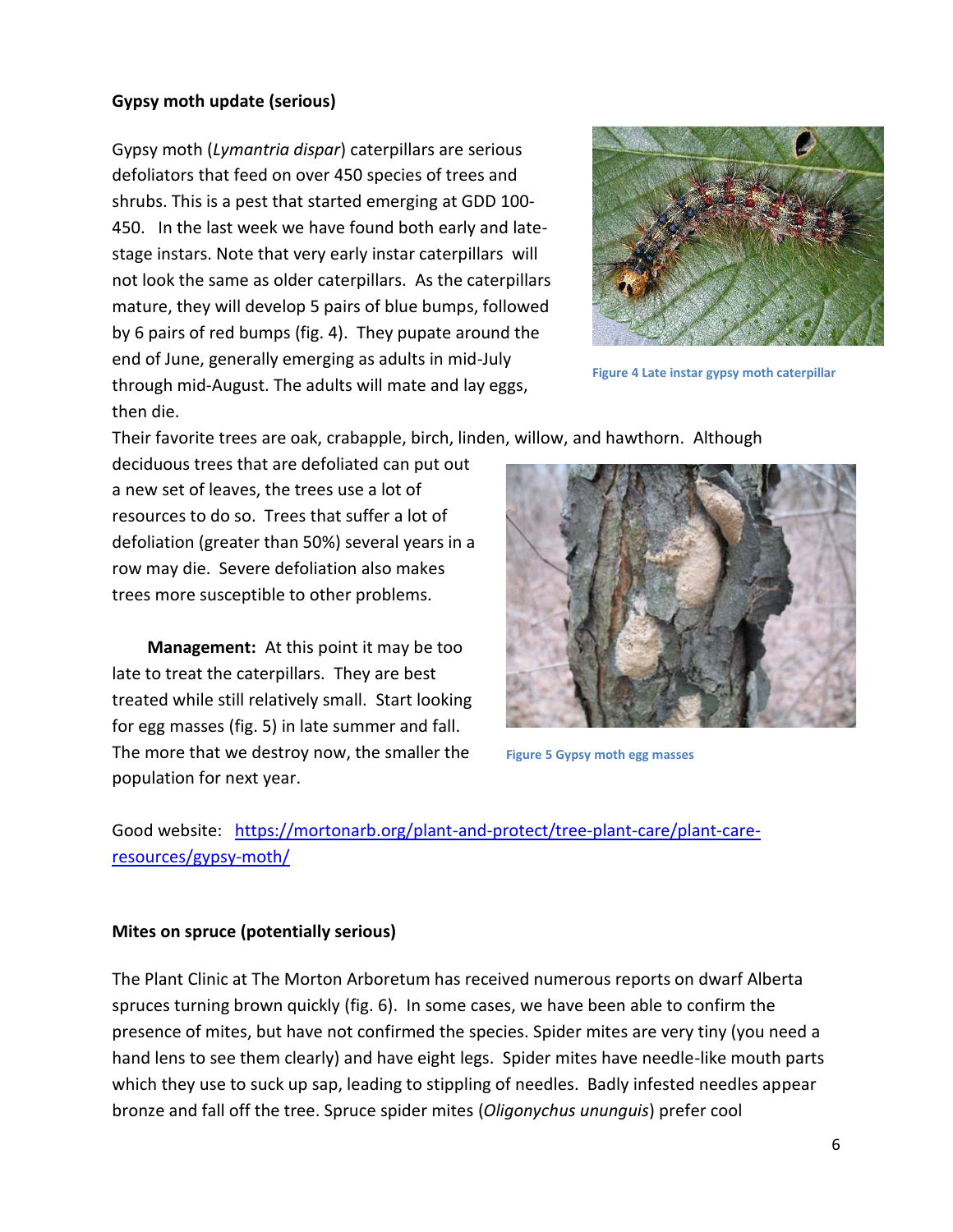**Gypsy moth update (serious)**

Gypsy moth (*Lymantria dispar*) caterpillars are serious defoliators that feed on over 450 species of trees and shrubs. This is a pest that started emerging at GDD 100-450. In the last week we have found both early and late-stage instars. Note that very early instar caterpillars will not look the same as older caterpillars. As the caterpillars mature, they will develop 5 pairs of blue bumps, followed by 6 pairs of red bumps (fig. 4). They pupate around the end of June, generally emerging as adults in mid-July through mid-August. The adults will mate and lay eggs, then die.

Figure 4 Late instar gypsy moth caterpillar

Their favorite trees are oak, crabapple, birch, linden, willow, and hawthorn. Although deciduous trees that are defoliated can put out a new set of leaves, the trees use a lot of resources to do so. Trees that suffer a lot of defoliation (greater than 50%) several years in a row may die. Severe defoliation also makes trees more susceptible to other problems.

**Management:** At this point it may be too late to treat the caterpillars. They are best treated while still relatively small. Start looking for egg masses (fig. 5) in late summer and fall. The more that we destroy now, the smaller the population for next year.

Figure 5 Gypsy moth egg masses

Good website: https://mortonarb.org/plant-and-protect/tree-plant-care/plant-care-resources/gypsy-moth/

**Mites on spruce (potentially serious)**

The Plant Clinic at The Morton Arboretum has received numerous reports on dwarf Alberta spruces turning brown quickly (fig. 6). In some cases, we have been able to confirm the presence of mites, but have not confirmed the species. Spider mites are very tiny (you need a hand lens to see them clearly) and have eight legs. Spider mites have needle-like mouth parts which they use to suck up sap, leading to stippling of needles. Badly infested needles appear bronze and fall off the tree. Spruce spider mites (*Oligonychus ununguis*) prefer cool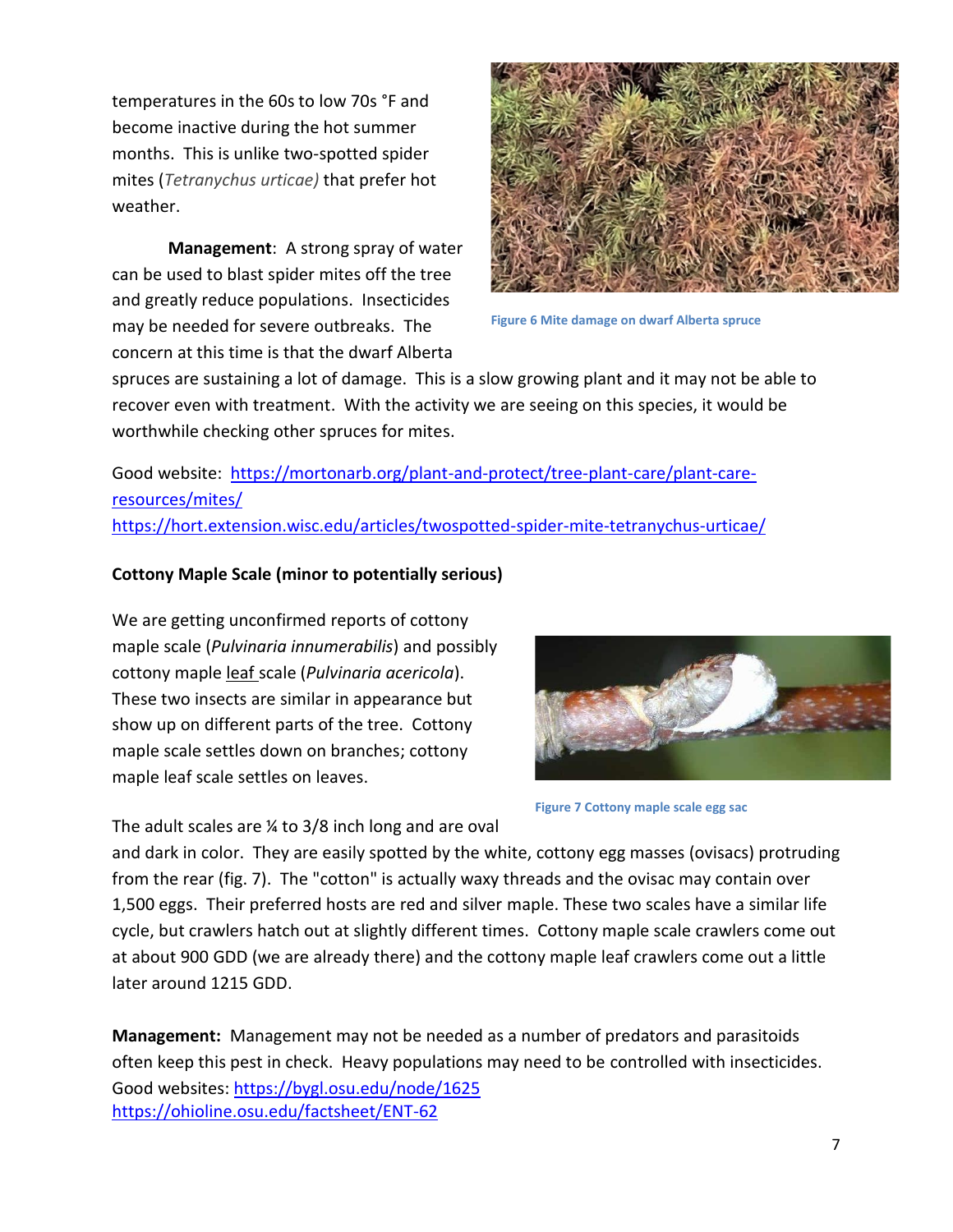temperatures in the 60s to low 70s °F and become inactive during the hot summer months. This is unlike two-spotted spider mites (*Tetranychus urticae)* that prefer hot weather.

**Management**: A strong spray of water can be used to blast spider mites off the tree and greatly reduce populations. Insecticides may be needed for severe outbreaks. The concern at this time is that the dwarf Alberta spruces are sustaining a lot of damage. This is a slow growing plant and it may not be able to recover even with treatment. With the activity we are seeing on this species, it would be worthwhile checking other spruces for mites.

Figure 6 Mite damage on dwarf Alberta spruce

Good website: https://mortonarb.org/plant-and-protect/tree-plant-care/plant-care-resources/mites/
https://hort.extension.wisc.edu/articles/twospotted-spider-mite-tetranychus-urticae/

**Cottony Maple Scale (minor to potentially serious)**

We are getting unconfirmed reports of cottony maple scale (*Pulvinaria innumerabilis*) and possibly cottony maple leaf scale (*Pulvinaria acericola*). These two insects are similar in appearance but show up on different parts of the tree. Cottony maple scale settles down on branches; cottony maple leaf scale settles on leaves.

Figure 7 Cottony maple scale egg sac

The adult scales are ¼ to 3/8 inch long and are oval and dark in color. They are easily spotted by the white, cottony egg masses (ovisacs) protruding from the rear (fig. 7). The "cotton" is actually waxy threads and the ovisac may contain over 1,500 eggs. Their preferred hosts are red and silver maple. These two scales have a similar life cycle, but crawlers hatch out at slightly different times. Cottony maple scale crawlers come out at about 900 GDD (we are already there) and the cottony maple leaf crawlers come out a little later around 1215 GDD.

**Management:** Management may not be needed as a number of predators and parasitoids often keep this pest in check. Heavy populations may need to be controlled with insecticides.
Good websites: https://bygl.osu.edu/node/1625
https://ohioline.osu.edu/factsheet/ENT-62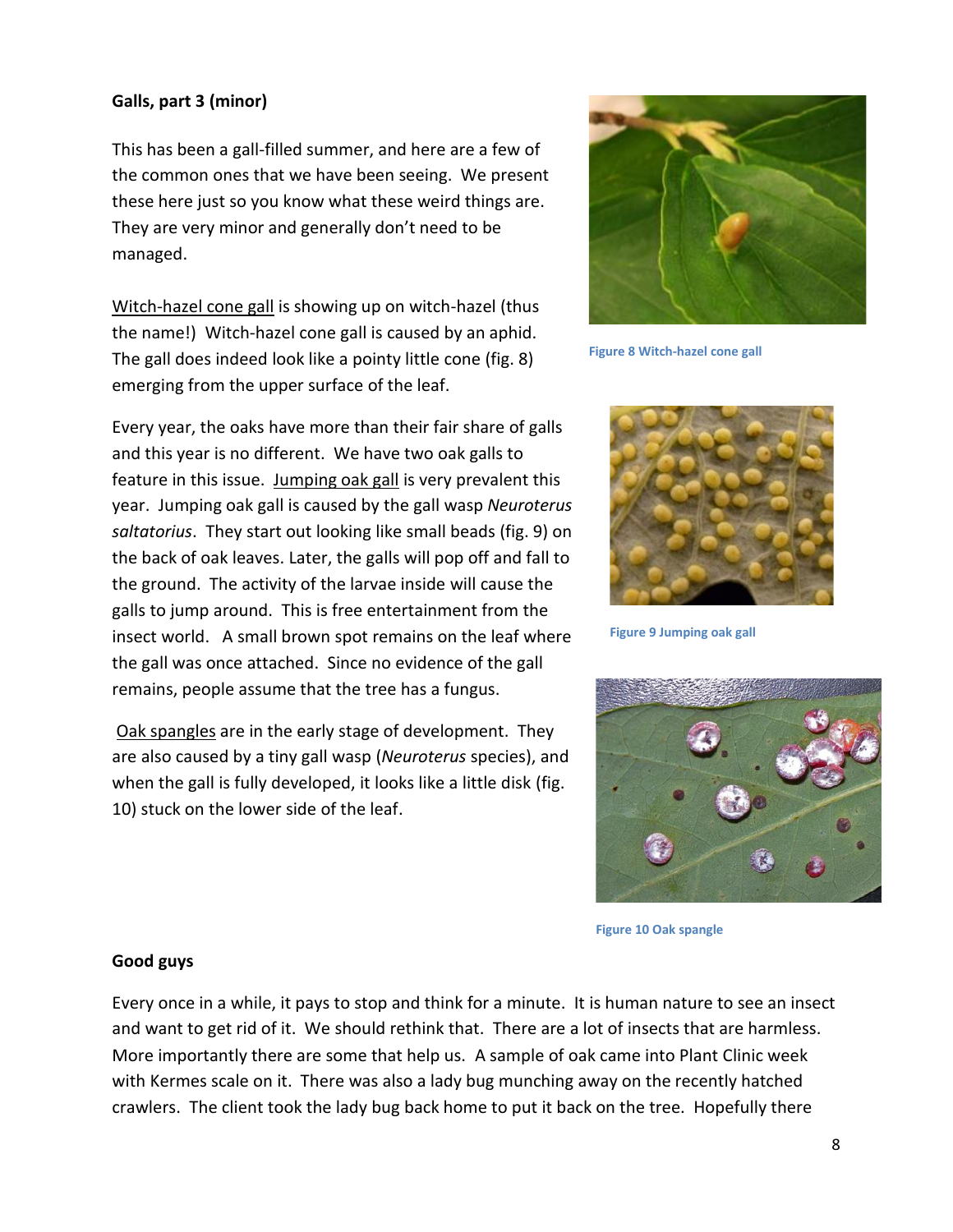**Galls, part 3 (minor)**

This has been a gall-filled summer, and here are a few of the common ones that we have been seeing. We present these here just so you know what these weird things are. They are very minor and generally don't need to be managed.

Witch-hazel cone gall is showing up on witch-hazel (thus the name!) Witch-hazel cone gall is caused by an aphid. The gall does indeed look like a pointy little cone (fig. 8) emerging from the upper surface of the leaf.

Figure 8 Witch-hazel cone gall

Every year, the oaks have more than their fair share of galls and this year is no different. We have two oak galls to feature in this issue. Jumping oak gall is very prevalent this year. Jumping oak gall is caused by the gall wasp *Neuroterus saltatorius*. They start out looking like small beads (fig. 9) on the back of oak leaves. Later, the galls will pop off and fall to the ground. The activity of the larvae inside will cause the galls to jump around. This is free entertainment from the insect world. A small brown spot remains on the leaf where the gall was once attached. Since no evidence of the gall remains, people assume that the tree has a fungus.

Figure 9 Jumping oak gall

Oak spangles are in the early stage of development. They are also caused by a tiny gall wasp (*Neuroterus* species), and when the gall is fully developed, it looks like a little disk (fig. 10) stuck on the lower side of the leaf.

Figure 10 Oak spangle

**Good guys**

Every once in a while, it pays to stop and think for a minute. It is human nature to see an insect and want to get rid of it. We should rethink that. There are a lot of insects that are harmless. More importantly there are some that help us. A sample of oak came into Plant Clinic week with Kermes scale on it. There was also a lady bug munching away on the recently hatched crawlers. The client took the lady bug back home to put it back on the tree. Hopefully there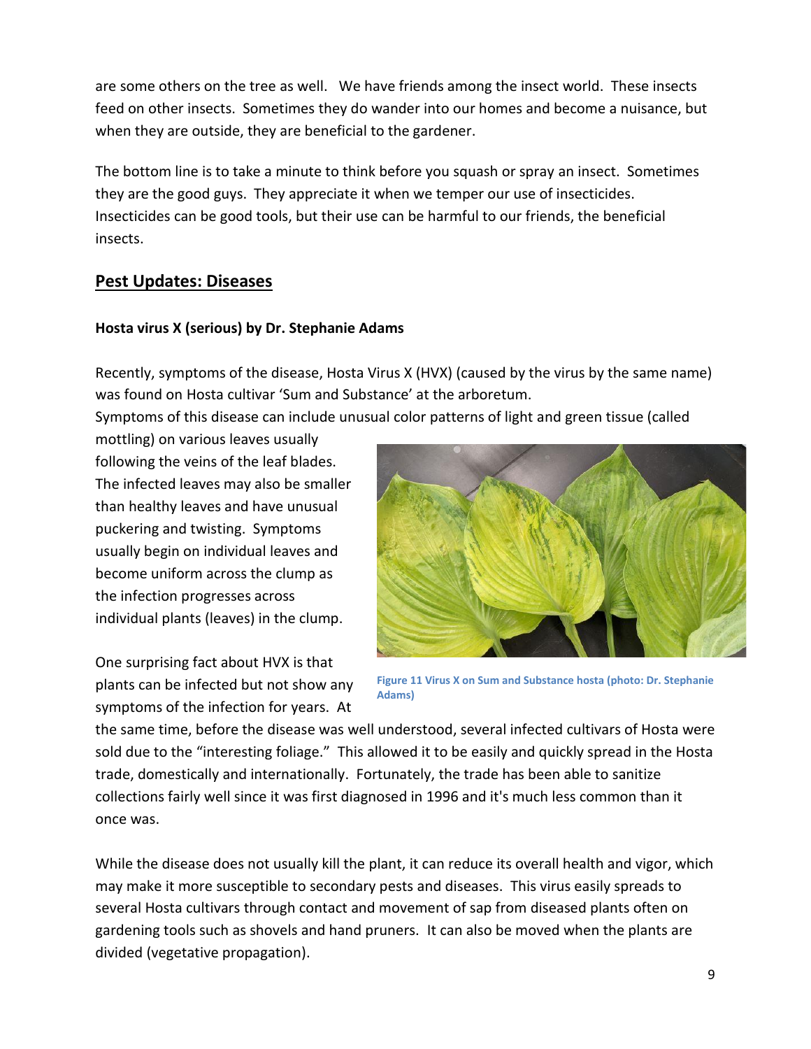are some others on the tree as well. We have friends among the insect world. These insects feed on other insects. Sometimes they do wander into our homes and become a nuisance, but when they are outside, they are beneficial to the gardener.

The bottom line is to take a minute to think before you squash or spray an insect. Sometimes they are the good guys. They appreciate it when we temper our use of insecticides. Insecticides can be good tools, but their use can be harmful to our friends, the beneficial insects.

## Pest Updates: Diseases

### Hosta virus X (serious) by Dr. Stephanie Adams

Recently, symptoms of the disease, Hosta Virus X (HVX) (caused by the virus by the same name) was found on Hosta cultivar 'Sum and Substance' at the arboretum.

Symptoms of this disease can include unusual color patterns of light and green tissue (called mottling) on various leaves usually following the veins of the leaf blades. The infected leaves may also be smaller than healthy leaves and have unusual puckering and twisting. Symptoms usually begin on individual leaves and become uniform across the clump as the infection progresses across individual plants (leaves) in the clump.

Figure 11 Virus X on Sum and Substance hosta (photo: Dr. Stephanie Adams)

One surprising fact about HVX is that plants can be infected but not show any symptoms of the infection for years. At the same time, before the disease was well understood, several infected cultivars of Hosta were sold due to the "interesting foliage." This allowed it to be easily and quickly spread in the Hosta trade, domestically and internationally. Fortunately, the trade has been able to sanitize collections fairly well since it was first diagnosed in 1996 and it's much less common than it once was.

While the disease does not usually kill the plant, it can reduce its overall health and vigor, which may make it more susceptible to secondary pests and diseases. This virus easily spreads to several Hosta cultivars through contact and movement of sap from diseased plants often on gardening tools such as shovels and hand pruners. It can also be moved when the plants are divided (vegetative propagation).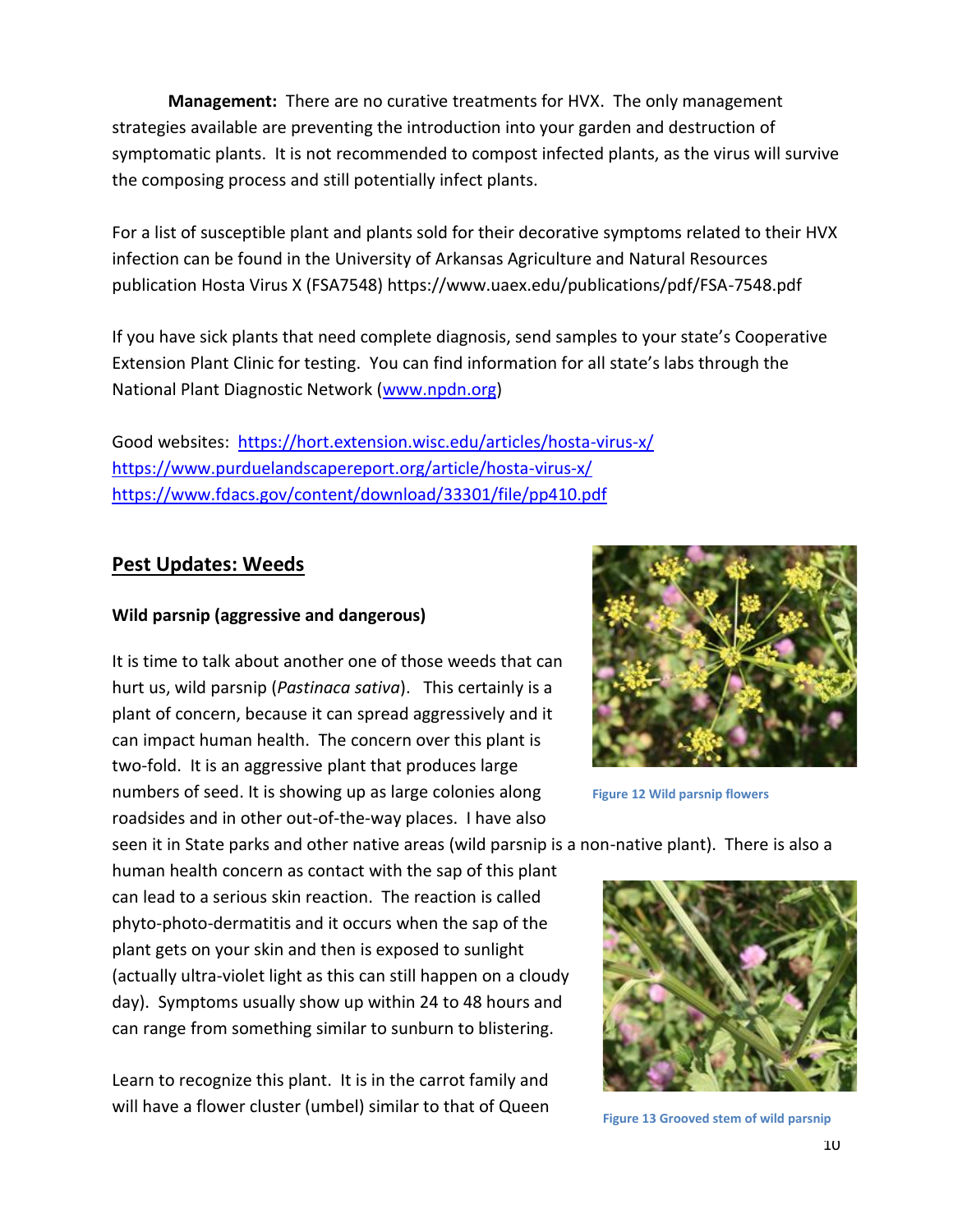**Management:** There are no curative treatments for HVX. The only management strategies available are preventing the introduction into your garden and destruction of symptomatic plants. It is not recommended to compost infected plants, as the virus will survive the composing process and still potentially infect plants.

For a list of susceptible plant and plants sold for their decorative symptoms related to their HVX infection can be found in the University of Arkansas Agriculture and Natural Resources publication Hosta Virus X (FSA7548) https://www.uaex.edu/publications/pdf/FSA-7548.pdf

If you have sick plants that need complete diagnosis, send samples to your state's Cooperative Extension Plant Clinic for testing. You can find information for all state's labs through the National Plant Diagnostic Network (www.npdn.org)

Good websites: https://hort.extension.wisc.edu/articles/hosta-virus-x/
https://www.purduelandscapereport.org/article/hosta-virus-x/
https://www.fdacs.gov/content/download/33301/file/pp410.pdf

## Pest Updates: Weeds

### Wild parsnip (aggressive and dangerous)

It is time to talk about another one of those weeds that can hurt us, wild parsnip (*Pastinaca sativa*). This certainly is a plant of concern, because it can spread aggressively and it can impact human health. The concern over this plant is two-fold. It is an aggressive plant that produces large numbers of seed. It is showing up as large colonies along roadsides and in other out-of-the-way places. I have also seen it in State parks and other native areas (wild parsnip is a non-native plant). There is also a human health concern as contact with the sap of this plant can lead to a serious skin reaction. The reaction is called phyto-photo-dermatitis and it occurs when the sap of the plant gets on your skin and then is exposed to sunlight (actually ultra-violet light as this can still happen on a cloudy day). Symptoms usually show up within 24 to 48 hours and can range from something similar to sunburn to blistering.

Figure 12 Wild parsnip flowers

Figure 13 Grooved stem of wild parsnip

Learn to recognize this plant. It is in the carrot family and will have a flower cluster (umbel) similar to that of Queen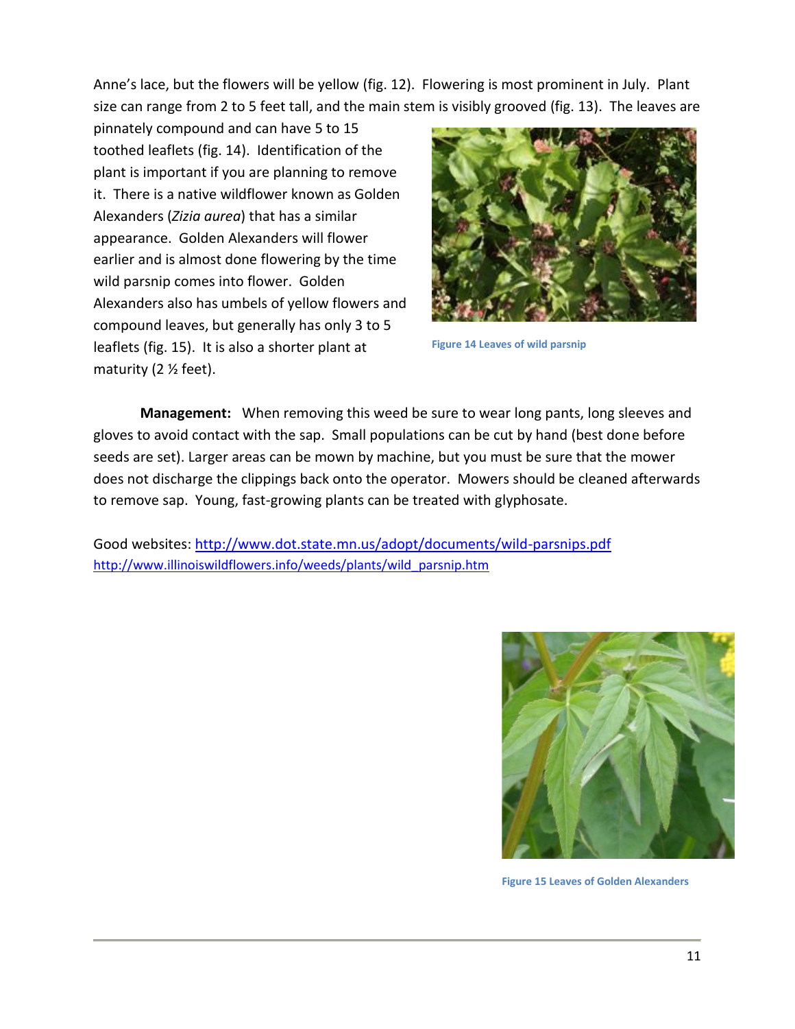Anne's lace, but the flowers will be yellow (fig. 12). Flowering is most prominent in July. Plant size can range from 2 to 5 feet tall, and the main stem is visibly grooved (fig. 13). The leaves are pinnately compound and can have 5 to 15 toothed leaflets (fig. 14). Identification of the plant is important if you are planning to remove it. There is a native wildflower known as Golden Alexanders (*Zizia aurea*) that has a similar appearance. Golden Alexanders will flower earlier and is almost done flowering by the time wild parsnip comes into flower. Golden Alexanders also has umbels of yellow flowers and compound leaves, but generally has only 3 to 5 leaflets (fig. 15). It is also a shorter plant at maturity (2 ½ feet).

Figure 14 Leaves of wild parsnip

**Management:** When removing this weed be sure to wear long pants, long sleeves and gloves to avoid contact with the sap. Small populations can be cut by hand (best done before seeds are set). Larger areas can be mown by machine, but you must be sure that the mower does not discharge the clippings back onto the operator. Mowers should be cleaned afterwards to remove sap. Young, fast-growing plants can be treated with glyphosate.

Good websites: http://www.dot.state.mn.us/adopt/documents/wild-parsnips.pdf
http://www.illinoiswildflowers.info/weeds/plants/wild_parsnip.htm

Figure 15 Leaves of Golden Alexanders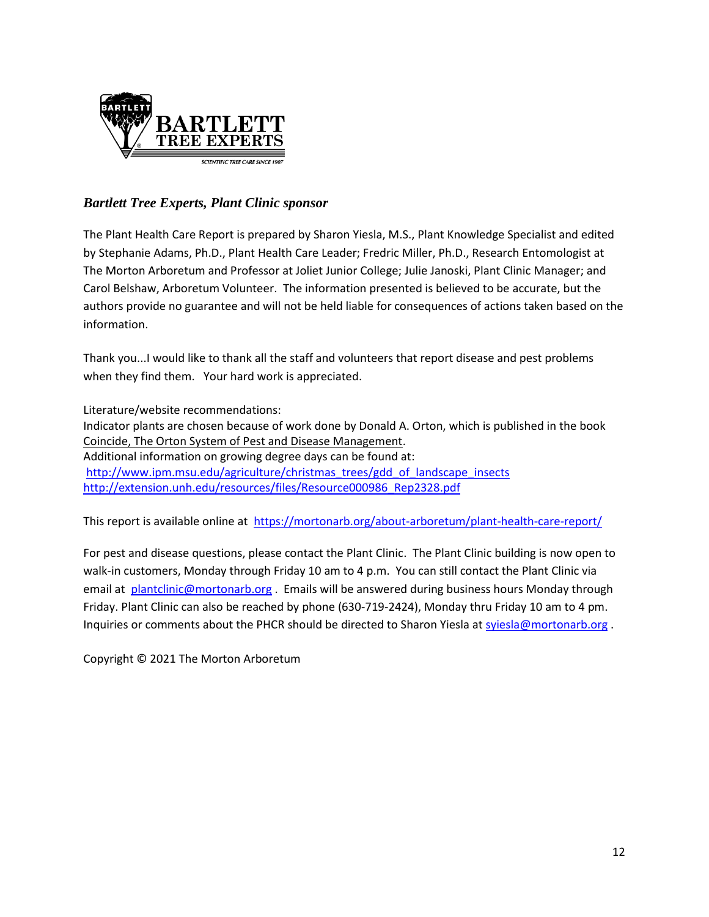*Bartlett Tree Experts, Plant Clinic sponsor*

The Plant Health Care Report is prepared by Sharon Yiesla, M.S., Plant Knowledge Specialist and edited by Stephanie Adams, Ph.D., Plant Health Care Leader; Fredric Miller, Ph.D., Research Entomologist at The Morton Arboretum and Professor at Joliet Junior College; Julie Janoski, Plant Clinic Manager; and Carol Belshaw, Arboretum Volunteer. The information presented is believed to be accurate, but the authors provide no guarantee and will not be held liable for consequences of actions taken based on the information.

Thank you...I would like to thank all the staff and volunteers that report disease and pest problems when they find them. Your hard work is appreciated.

Literature/website recommendations:
Indicator plants are chosen because of work done by Donald A. Orton, which is published in the book Coincide, The Orton System of Pest and Disease Management.
Additional information on growing degree days can be found at:
http://www.ipm.msu.edu/agriculture/christmas_trees/gdd_of_landscape_insects
http://extension.unh.edu/resources/files/Resource000986_Rep2328.pdf

This report is available online at https://mortonarb.org/about-arboretum/plant-health-care-report/

For pest and disease questions, please contact the Plant Clinic. The Plant Clinic building is now open to walk-in customers, Monday through Friday 10 am to 4 p.m. You can still contact the Plant Clinic via email at plantclinic@mortonarb.org . Emails will be answered during business hours Monday through Friday. Plant Clinic can also be reached by phone (630-719-2424), Monday thru Friday 10 am to 4 pm. Inquiries or comments about the PHCR should be directed to Sharon Yiesla at syiesla@mortonarb.org .

Copyright © 2021 The Morton Arboretum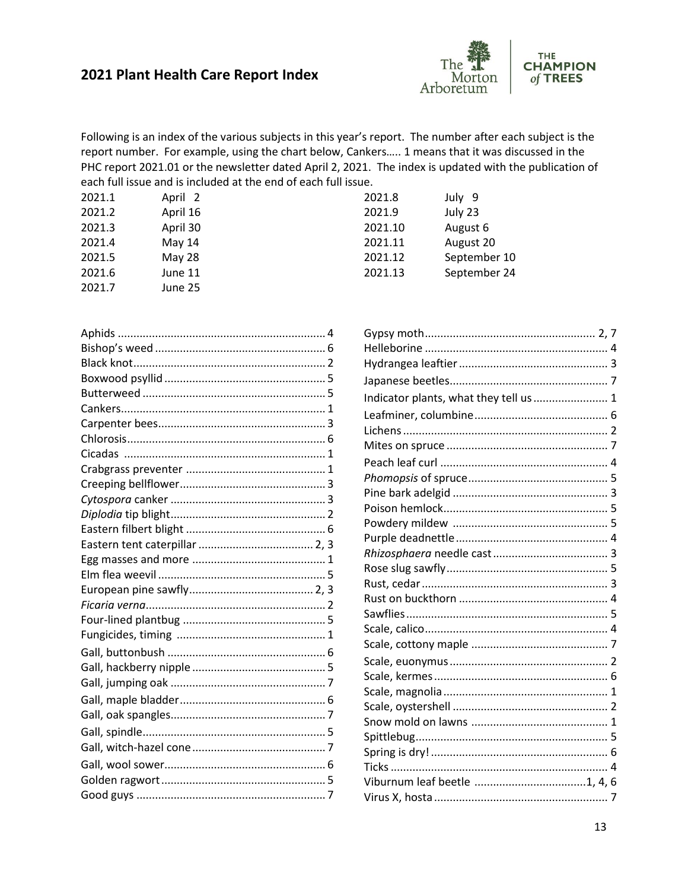## 2021 Plant Health Care Report Index

Following is an index of the various subjects in this year's report. The number after each subject is the report number. For example, using the chart below, Cankers….. 1 means that it was discussed in the PHC report 2021.01 or the newsletter dated April 2, 2021. The index is updated with the publication of each full issue and is included at the end of each full issue.

| | |
|---|---|
| 2021.1 | April 2 |
| 2021.2 | April 16 |
| 2021.3 | April 30 |
| 2021.4 | May 14 |
| 2021.5 | May 28 |
| 2021.6 | June 11 |
| 2021.7 | June 25 |
| 2021.8 | July 9 |
| 2021.9 | July 23 |
| 2021.10 | August 6 |
| 2021.11 | August 20 |
| 2021.12 | September 10 |
| 2021.13 | September 24 |

Aphids .......... 4
Bishop's weed .......... 6
Black knot .......... 2
Boxwood psyllid .......... 5
Butterweed .......... 5
Cankers .......... 1
Carpenter bees .......... 3
Chlorosis .......... 6
Cicadas .......... 1
Crabgrass preventer .......... 1
Creeping bellflower .......... 3
*Cytospora* canker .......... 3
*Diplodia* tip blight .......... 2
Eastern filbert blight .......... 6
Eastern tent caterpillar .......... 2, 3
Egg masses and more .......... 1
Elm flea weevil .......... 5
European pine sawfly .......... 2, 3
*Ficaria verna* .......... 2
Four-lined plantbug .......... 5
Fungicides, timing .......... 1
Gall, buttonbush .......... 6
Gall, hackberry nipple .......... 5
Gall, jumping oak .......... 7
Gall, maple bladder .......... 6
Gall, oak spangles .......... 7
Gall, spindle .......... 5
Gall, witch-hazel cone .......... 7
Gall, wool sower .......... 6
Golden ragwort .......... 5
Good guys .......... 7
Gypsy moth .......... 2, 7
Helleborine .......... 4
Hydrangea leaftier .......... 3
Japanese beetles .......... 7
Indicator plants, what they tell us .......... 1
Leafminer, columbine .......... 6
Lichens .......... 2
Mites on spruce .......... 7
Peach leaf curl .......... 4
*Phomopsis* of spruce .......... 5
Pine bark adelgid .......... 3
Poison hemlock .......... 5
Powdery mildew .......... 5
Purple deadnettle .......... 4
*Rhizosphaera* needle cast .......... 3
Rose slug sawfly .......... 5
Rust, cedar .......... 3
Rust on buckthorn .......... 4
Sawflies .......... 5
Scale, calico .......... 4
Scale, cottony maple .......... 7
Scale, euonymus .......... 2
Scale, kermes .......... 6
Scale, magnolia .......... 1
Scale, oystershell .......... 2
Snow mold on lawns .......... 1
Spittlebug .......... 5
Spring is dry! .......... 6
Ticks .......... 4
Viburnum leaf beetle .......... 1, 4, 6
Virus X, hosta .......... 7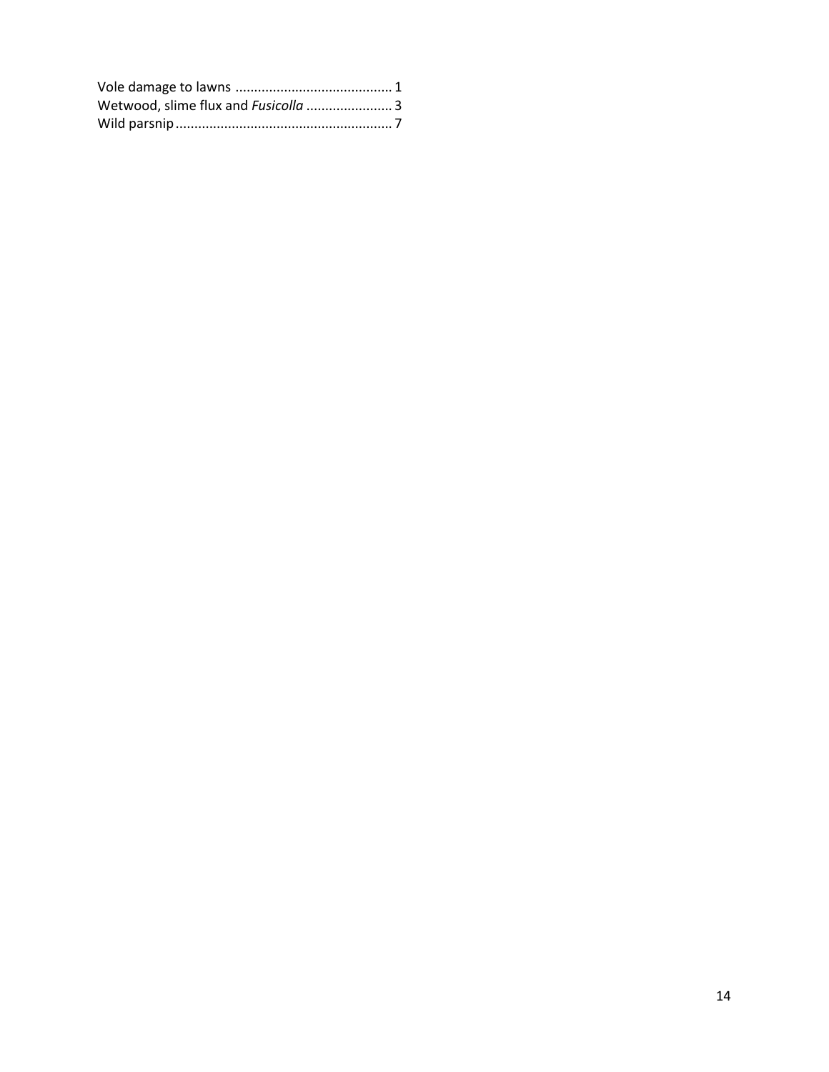Vole damage to lawns .......................................... 1
Wetwood, slime flux and *Fusicolla* ....................... 3
Wild parsnip .......................................................... 7